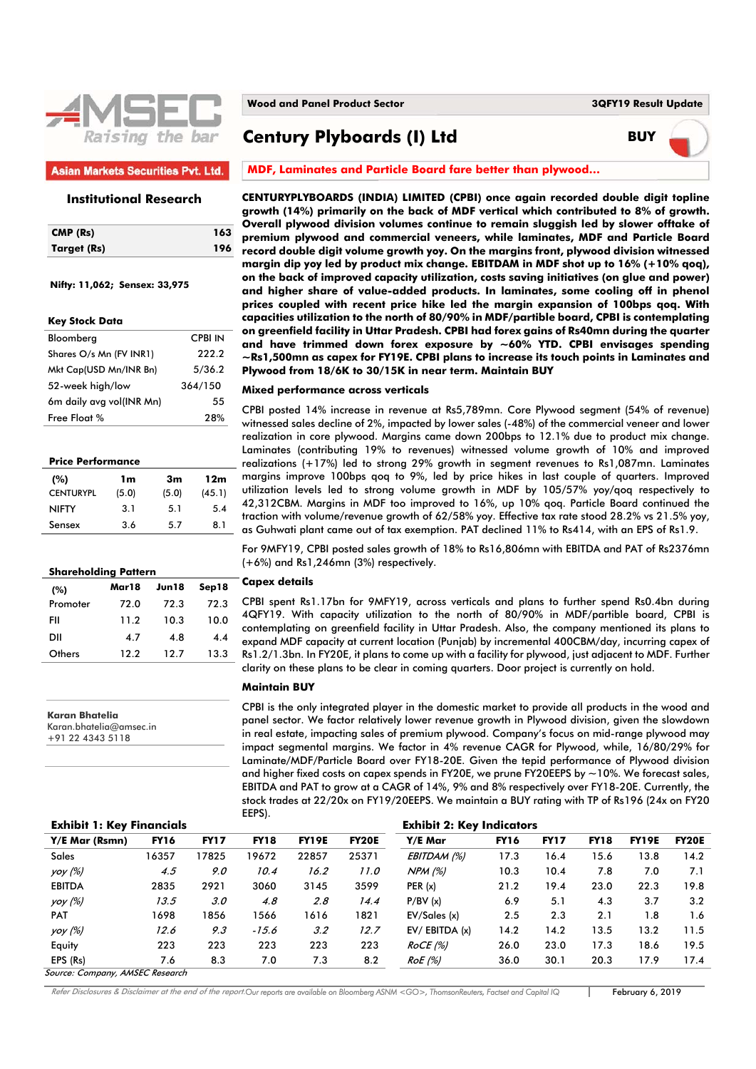Asian Markets Securities Pvt. Ltd.

Institutional Research

| | |
|---|---|
| **CMP (Rs)** | **163** |
| **Target (Rs)** | **196** |

**Nifty: 11,062; Sensex: 33,975**

**Key Stock Data**

| | |
|---|---|
| Bloomberg | CPBI IN |
| Shares O/s Mn (FV INR1) | 222.2 |
| Mkt Cap(USD Mn/INR Bn) | 5/36.2 |
| 52-week high/low | 364/150 |
| 6m daily avg vol(INR Mn) | 55 |
| Free Float % | 28% |

**Price Performance**

| (%) | 1m | 3m | 12m |
|---|---|---|---|
| CENTURYPL | (5.0) | (5.0) | (45.1) |
| NIFTY | 3.1 | 5.1 | 5.4 |
| Sensex | 3.6 | 5.7 | 8.1 |

**Shareholding Pattern**

| (%) | Mar18 | Jun18 | Sep18 |
|---|---|---|---|
| Promoter | 72.0 | 72.3 | 72.3 |
| FII | 11.2 | 10.3 | 10.0 |
| DII | 4.7 | 4.8 | 4.4 |
| Others | 12.2 | 12.7 | 13.3 |

**Karan Bhatelia**
Karan.bhatelia@amsec.in
+91 22 4343 5118

**Wood and Panel Product Sector** — **3QFY19 Result Update**

# Century Plyboards (I) Ltd

**BUY**

## MDF, Laminates and Particle Board fare better than plywood...

**CENTURYPLYBOARDS (INDIA) LIMITED (CPBI) once again recorded double digit topline growth (14%) primarily on the back of MDF vertical which contributed to 8% of growth. Overall plywood division volumes continue to remain sluggish led by slower offtake of premium plywood and commercial veneers, while laminates, MDF and Particle Board record double digit volume growth yoy. On the margins front, plywood division witnessed margin dip yoy led by product mix change. EBITDAM in MDF shot up to 16% (+10% qoq), on the back of improved capacity utilization, costs saving initiatives (on glue and power) and higher share of value-added products. In laminates, some cooling off in phenol prices coupled with recent price hike led the margin expansion of 100bps qoq. With capacities utilization to the north of 80/90% in MDF/partible board, CPBI is contemplating on greenfield facility in Uttar Pradesh. CPBI had forex gains of Rs40mn during the quarter and have trimmed down forex exposure by ~60% YTD. CPBI envisages spending ~Rs1,500mn as capex for FY19E. CPBI plans to increase its touch points in Laminates and Plywood from 18/6K to 30/15K in near term. Maintain BUY**

### Mixed performance across verticals

CPBI posted 14% increase in revenue at Rs5,789mn. Core Plywood segment (54% of revenue) witnessed sales decline of 2%, impacted by lower sales (-48%) of the commercial veneer and lower realization in core plywood. Margins came down 200bps to 12.1% due to product mix change. Laminates (contributing 19% to revenues) witnessed volume growth of 10% and improved realizations (+17%) led to strong 29% growth in segment revenues to Rs1,087mn. Laminates margins improve 100bps qoq to 9%, led by price hikes in last couple of quarters. Improved utilization levels led to strong volume growth in MDF by 105/57% yoy/qoq respectively to 42,312CBM. Margins in MDF too improved to 16%, up 10% qoq. Particle Board continued the traction with volume/revenue growth of 62/58% yoy. Effective tax rate stood 28.2% vs 21.5% yoy, as Guhwati plant came out of tax exemption. PAT declined 11% to Rs414, with an EPS of Rs1.9.

For 9MFY19, CPBI posted sales growth of 18% to Rs16,806mn with EBITDA and PAT of Rs2376mn (+6%) and Rs1,246mn (3%) respectively.

### Capex details

CPBI spent Rs1.17bn for 9MFY19, across verticals and plans to further spend Rs0.4bn during 4QFY19. With capacity utilization to the north of 80/90% in MDF/partible board, CPBI is contemplating on greenfield facility in Uttar Pradesh. Also, the company mentioned its plans to expand MDF capacity at current location (Punjab) by incremental 400CBM/day, incurring capex of Rs1.2/1.3bn. In FY20E, it plans to come up with a facility for plywood, just adjacent to MDF. Further clarity on these plans to be clear in coming quarters. Door project is currently on hold.

### Maintain BUY

CPBI is the only integrated player in the domestic market to provide all products in the wood and panel sector. We factor relatively lower revenue growth in Plywood division, given the slowdown in real estate, impacting sales of premium plywood. Company's focus on mid-range plywood may impact segmental margins. We factor in 4% revenue CAGR for Plywood, while, 16/80/29% for Laminate/MDF/Particle Board over FY18-20E. Given the tepid performance of Plywood division and higher fixed costs on capex spends in FY20E, we prune FY20EEPS by ~10%. We forecast sales, EBITDA and PAT to grow at a CAGR of 14%, 9% and 8% respectively over FY18-20E. Currently, the stock trades at 22/20x on FY19/20EEPS. We maintain a BUY rating with TP of Rs196 (24x on FY20 EEPS).

**Exhibit 1: Key Financials**

| Y/E Mar (Rsmn) | FY16 | FY17 | FY18 | FY19E | FY20E |
|---|---|---|---|---|---|
| Sales | 16357 | 17825 | 19672 | 22857 | 25371 |
| *yoy (%)* | *4.5* | *9.0* | *10.4* | *16.2* | *11.0* |
| EBITDA | 2835 | 2921 | 3060 | 3145 | 3599 |
| *yoy (%)* | *13.5* | *3.0* | *4.8* | *2.8* | *14.4* |
| PAT | 1698 | 1856 | 1566 | 1616 | 1821 |
| *yoy (%)* | *12.6* | *9.3* | *-15.6* | *3.2* | *12.7* |
| Equity | 223 | 223 | 223 | 223 | 223 |
| EPS (Rs) | 7.6 | 8.3 | 7.0 | 7.3 | 8.2 |

**Exhibit 2: Key Indicators**

| Y/E Mar | FY16 | FY17 | FY18 | FY19E | FY20E |
|---|---|---|---|---|---|
| *EBITDAM (%)* | 17.3 | 16.4 | 15.6 | 13.8 | 14.2 |
| *NPM (%)* | 10.3 | 10.4 | 7.8 | 7.0 | 7.1 |
| PER (x) | 21.2 | 19.4 | 23.0 | 22.3 | 19.8 |
| P/BV (x) | 6.9 | 5.1 | 4.3 | 3.7 | 3.2 |
| EV/Sales (x) | 2.5 | 2.3 | 2.1 | 1.8 | 1.6 |
| EV/ EBITDA (x) | 14.2 | 14.2 | 13.5 | 13.2 | 11.5 |
| *RoCE (%)* | 26.0 | 23.0 | 17.3 | 18.6 | 19.5 |
| *RoE (%)* | 36.0 | 30.1 | 20.3 | 17.9 | 17.4 |

*Source: Company, AMSEC Research*

*Refer Disclosures & Disclaimer at the end of the report. Our reports are available on Bloomberg ASNM <GO>, ThomsonReuters, Factset and Capital IQ* | February 6, 2019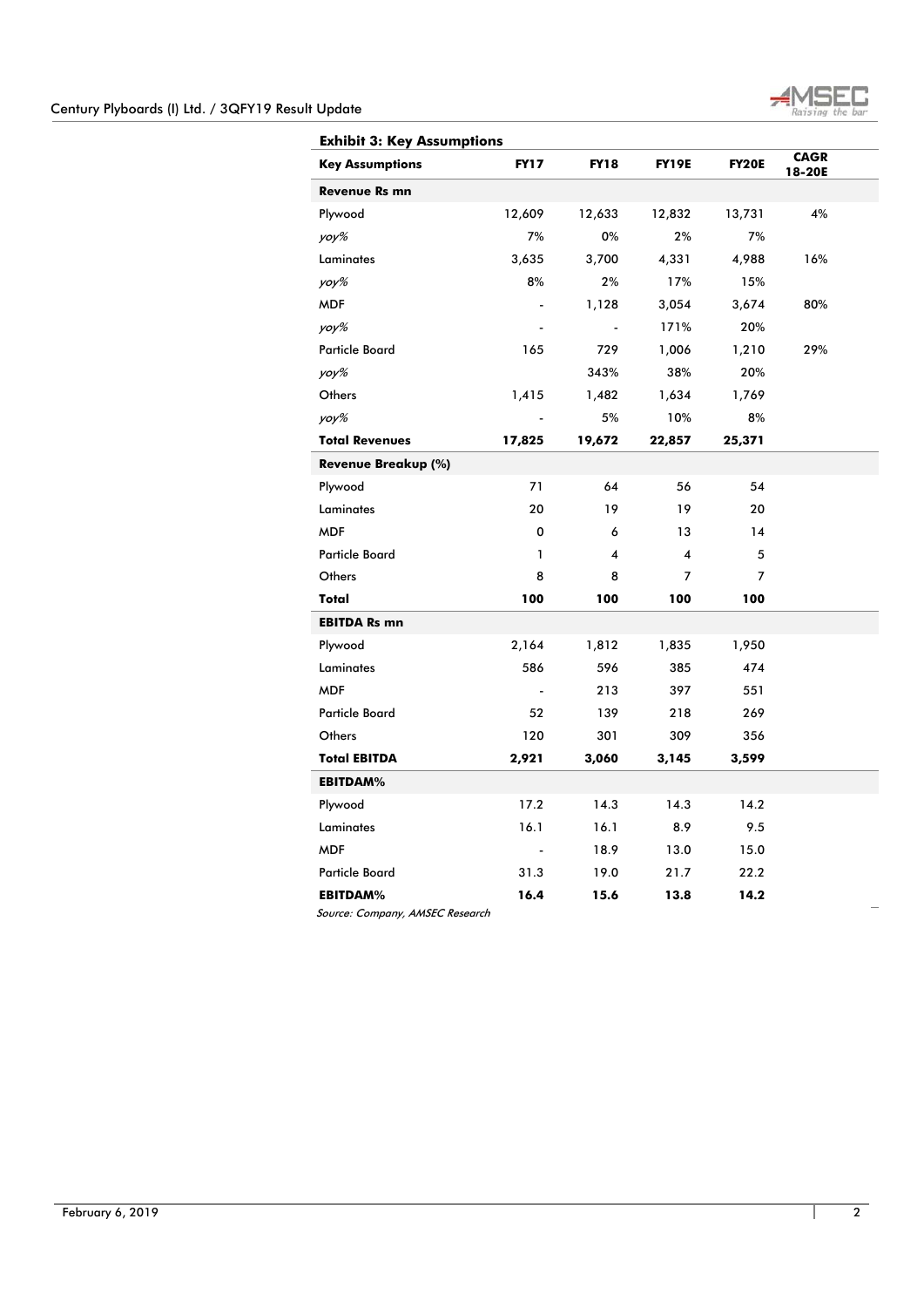**Exhibit 3: Key Assumptions**

| Key Assumptions | FY17 | FY18 | FY19E | FY20E | CAGR 18-20E |
|---|---|---|---|---|---|
| **Revenue Rs mn** | | | | | |
| Plywood | 12,609 | 12,633 | 12,832 | 13,731 | 4% |
| *yoy%* | 7% | 0% | 2% | 7% | |
| Laminates | 3,635 | 3,700 | 4,331 | 4,988 | 16% |
| *yoy%* | 8% | 2% | 17% | 15% | |
| MDF | - | 1,128 | 3,054 | 3,674 | 80% |
| *yoy%* | - | - | 171% | 20% | |
| Particle Board | 165 | 729 | 1,006 | 1,210 | 29% |
| *yoy%* | | 343% | 38% | 20% | |
| Others | 1,415 | 1,482 | 1,634 | 1,769 | |
| *yoy%* | - | 5% | 10% | 8% | |
| **Total Revenues** | **17,825** | **19,672** | **22,857** | **25,371** | |
| **Revenue Breakup (%)** | | | | | |
| Plywood | 71 | 64 | 56 | 54 | |
| Laminates | 20 | 19 | 19 | 20 | |
| MDF | 0 | 6 | 13 | 14 | |
| Particle Board | 1 | 4 | 4 | 5 | |
| Others | 8 | 8 | 7 | 7 | |
| **Total** | **100** | **100** | **100** | **100** | |
| **EBITDA Rs mn** | | | | | |
| Plywood | 2,164 | 1,812 | 1,835 | 1,950 | |
| Laminates | 586 | 596 | 385 | 474 | |
| MDF | - | 213 | 397 | 551 | |
| Particle Board | 52 | 139 | 218 | 269 | |
| Others | 120 | 301 | 309 | 356 | |
| **Total EBITDA** | **2,921** | **3,060** | **3,145** | **3,599** | |
| **EBITDAM%** | | | | | |
| Plywood | 17.2 | 14.3 | 14.3 | 14.2 | |
| Laminates | 16.1 | 16.1 | 8.9 | 9.5 | |
| MDF | - | 18.9 | 13.0 | 15.0 | |
| Particle Board | 31.3 | 19.0 | 21.7 | 22.2 | |
| **EBITDAM%** | **16.4** | **15.6** | **13.8** | **14.2** | |

*Source: Company, AMSEC Research*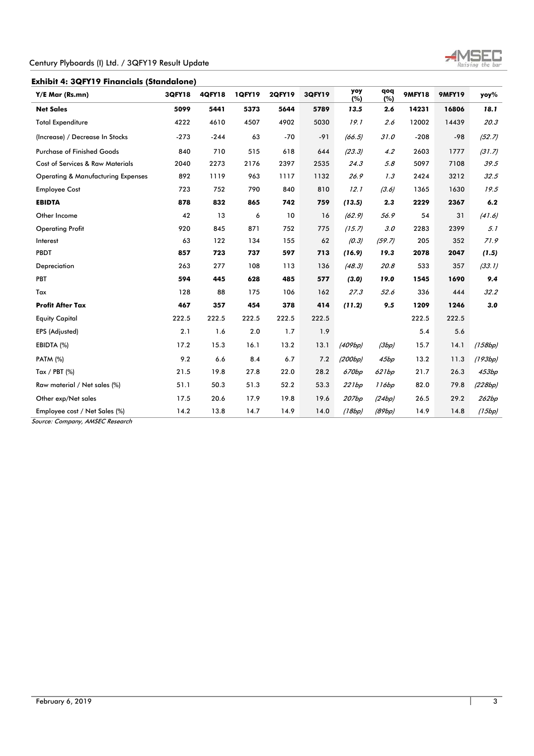**Exhibit 4: 3QFY19 Financials (Standalone)**

| Y/E Mar (Rs.mn) | 3QFY18 | 4QFY18 | 1QFY19 | 2QFY19 | 3QFY19 | yoy (%) | qoq (%) | 9MFY18 | 9MFY19 | yoy% |
|---|---|---|---|---|---|---|---|---|---|---|
| **Net Sales** | **5099** | **5441** | **5373** | **5644** | **5789** | ***13.5*** | **2.6** | **14231** | **16806** | ***18.1*** |
| Total Expenditure | 4222 | 4610 | 4507 | 4902 | 5030 | *19.1* | *2.6* | 12002 | 14439 | *20.3* |
| (Increase) / Decrease In Stocks | -273 | -244 | 63 | -70 | -91 | *(66.5)* | *31.0* | -208 | -98 | *(52.7)* |
| Purchase of Finished Goods | 840 | 710 | 515 | 618 | 644 | *(23.3)* | *4.2* | 2603 | 1777 | *(31.7)* |
| Cost of Services & Raw Materials | 2040 | 2273 | 2176 | 2397 | 2535 | *24.3* | *5.8* | 5097 | 7108 | *39.5* |
| Operating & Manufacturing Expenses | 892 | 1119 | 963 | 1117 | 1132 | *26.9* | *1.3* | 2424 | 3212 | *32.5* |
| Employee Cost | 723 | 752 | 790 | 840 | 810 | *12.1* | *(3.6)* | 1365 | 1630 | *19.5* |
| **EBIDTA** | **878** | **832** | **865** | **742** | **759** | ***(13.5)*** | **2.3** | **2229** | **2367** | **6.2** |
| Other Income | 42 | 13 | 6 | 10 | 16 | *(62.9)* | *56.9* | 54 | 31 | *(41.6)* |
| Operating Profit | 920 | 845 | 871 | 752 | 775 | *(15.7)* | *3.0* | 2283 | 2399 | *5.1* |
| Interest | 63 | 122 | 134 | 155 | 62 | *(0.3)* | *(59.7)* | 205 | 352 | *71.9* |
| **PBDT** | **857** | **723** | **737** | **597** | **713** | **(16.9)** | **19.3** | **2078** | **2047** | **(1.5)** |
| Depreciation | 263 | 277 | 108 | 113 | 136 | *(48.3)* | *20.8* | 533 | 357 | *(33.1)* |
| **PBT** | **594** | **445** | **628** | **485** | **577** | **(3.0)** | **19.0** | **1545** | **1690** | **9.4** |
| Tax | 128 | 88 | 175 | 106 | 162 | *27.3* | *52.6* | 336 | 444 | *32.2* |
| **Profit After Tax** | **467** | **357** | **454** | **378** | **414** | ***(11.2)*** | ***9.5*** | **1209** | **1246** | ***3.0*** |
| Equity Capital | 222.5 | 222.5 | 222.5 | 222.5 | 222.5 | | | 222.5 | 222.5 | |
| EPS (Adjusted) | 2.1 | 1.6 | 2.0 | 1.7 | 1.9 | | | 5.4 | 5.6 | |
| EBIDTA (%) | 17.2 | 15.3 | 16.1 | 13.2 | 13.1 | *(409bp)* | *(3bp)* | 15.7 | 14.1 | *(158bp)* |
| PATM (%) | 9.2 | 6.6 | 8.4 | 6.7 | 7.2 | *(200bp)* | *45bp* | 13.2 | 11.3 | *(193bp)* |
| Tax / PBT (%) | 21.5 | 19.8 | 27.8 | 22.0 | 28.2 | *670bp* | *621bp* | 21.7 | 26.3 | *453bp* |
| Raw material / Net sales (%) | 51.1 | 50.3 | 51.3 | 52.2 | 53.3 | *221bp* | *116bp* | 82.0 | 79.8 | *(228bp)* |
| Other exp/Net sales | 17.5 | 20.6 | 17.9 | 19.8 | 19.6 | *207bp* | *(24bp)* | 26.5 | 29.2 | *262bp* |
| Employee cost / Net Sales (%) | 14.2 | 13.8 | 14.7 | 14.9 | 14.0 | *(18bp)* | *(89bp)* | 14.9 | 14.8 | *(15bp)* |

*Source: Company, AMSEC Research*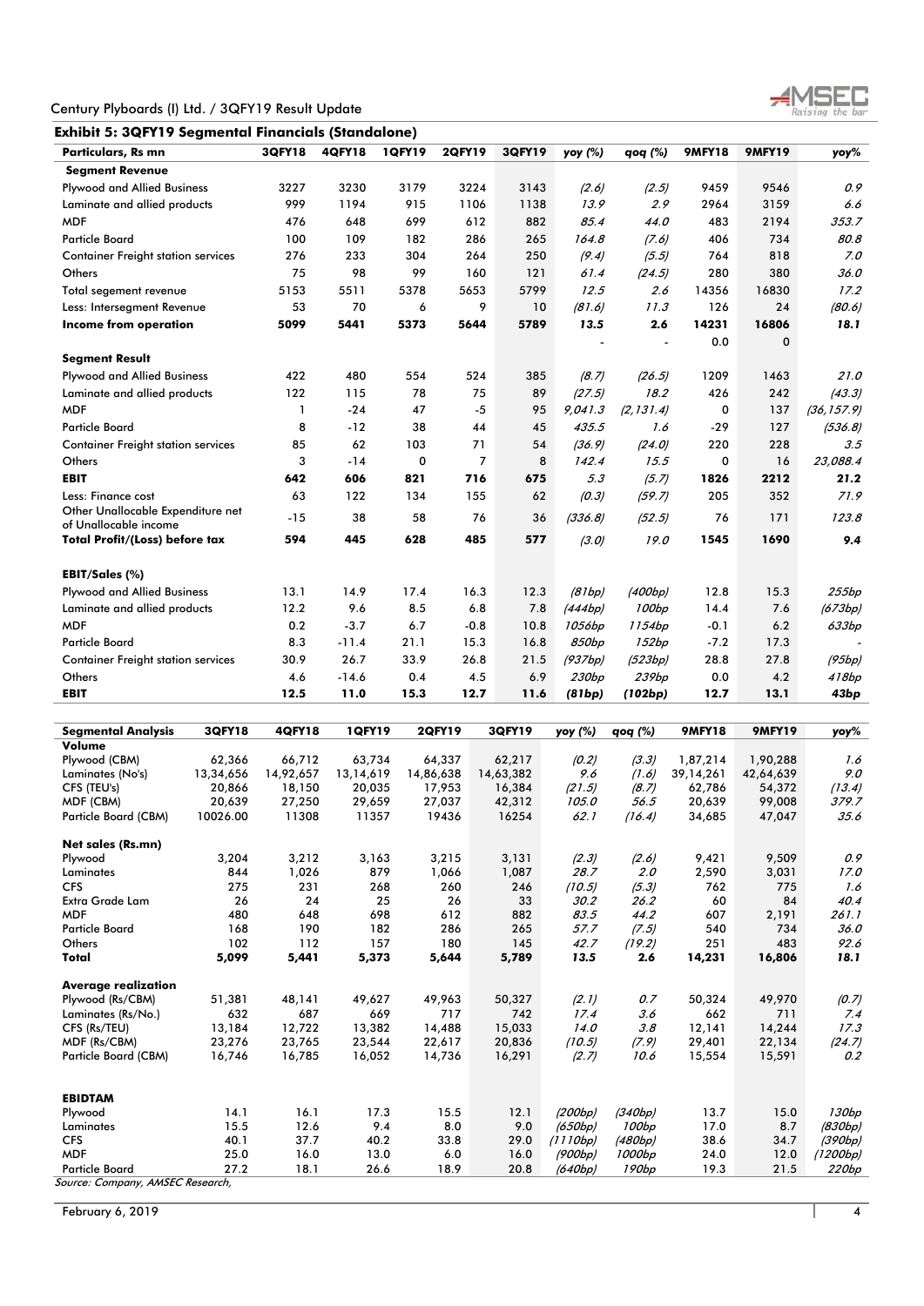## Exhibit 5: 3QFY19 Segmental Financials (Standalone)

| Particulars, Rs mn | 3QFY18 | 4QFY18 | 1QFY19 | 2QFY19 | 3QFY19 | yoy (%) | qoq (%) | 9MFY18 | 9MFY19 | yoy% |
|---|---|---|---|---|---|---|---|---|---|---|
| **Segment Revenue** | | | | | | | | | | |
| Plywood and Allied Business | 3227 | 3230 | 3179 | 3224 | 3143 | *(2.6)* | *(2.5)* | 9459 | 9546 | *0.9* |
| Laminate and allied products | 999 | 1194 | 915 | 1106 | 1138 | *13.9* | *2.9* | 2964 | 3159 | *6.6* |
| MDF | 476 | 648 | 699 | 612 | 882 | *85.4* | *44.0* | 483 | 2194 | *353.7* |
| Particle Board | 100 | 109 | 182 | 286 | 265 | *164.8* | *(7.6)* | 406 | 734 | *80.8* |
| Container Freight station services | 276 | 233 | 304 | 264 | 250 | *(9.4)* | *(5.5)* | 764 | 818 | *7.0* |
| Others | 75 | 98 | 99 | 160 | 121 | *61.4* | *(24.5)* | 280 | 380 | *36.0* |
| Total segement revenue | 5153 | 5511 | 5378 | 5653 | 5799 | *12.5* | *2.6* | 14356 | 16830 | *17.2* |
| Less: Intersegment Revenue | 53 | 70 | 6 | 9 | 10 | *(81.6)* | *11.3* | 126 | 24 | *(80.6)* |
| **Income from operation** | **5099** | **5441** | **5373** | **5644** | **5789** | ***13.5*** | ***2.6*** | **14231** | **16806** | ***18.1*** |
| | | | | | | - | - | 0.0 | 0 | |
| **Segment Result** | | | | | | | | | | |
| Plywood and Allied Business | 422 | 480 | 554 | 524 | 385 | *(8.7)* | *(26.5)* | 1209 | 1463 | *21.0* |
| Laminate and allied products | 122 | 115 | 78 | 75 | 89 | *(27.5)* | *18.2* | 426 | 242 | *(43.3)* |
| MDF | 1 | -24 | 47 | -5 | 95 | *9,041.3* | *(2,131.4)* | 0 | 137 | *(36,157.9)* |
| Particle Board | 8 | -12 | 38 | 44 | 45 | *435.5* | *1.6* | -29 | 127 | *(536.8)* |
| Container Freight station services | 85 | 62 | 103 | 71 | 54 | *(36.9)* | *(24.0)* | 220 | 228 | *3.5* |
| Others | 3 | -14 | 0 | 7 | 8 | *142.4* | *15.5* | 0 | 16 | *23,088.4* |
| **EBIT** | **642** | **606** | **821** | **716** | **675** | ***5.3*** | ***(5.7)*** | **1826** | **2212** | ***21.2*** |
| Less: Finance cost | 63 | 122 | 134 | 155 | 62 | *(0.3)* | *(59.7)* | 205 | 352 | *71.9* |
| Other Unallocable Expenditure net of Unallocable income | -15 | 38 | 58 | 76 | 36 | *(336.8)* | *(52.5)* | 76 | 171 | *123.8* |
| **Total Profit/(Loss) before tax** | **594** | **445** | **628** | **485** | **577** | *(3.0)* | *19.0* | **1545** | **1690** | *9.4* |
| | | | | | | | | | | |
| **EBIT/Sales (%)** | | | | | | | | | | |
| Plywood and Allied Business | 13.1 | 14.9 | 17.4 | 16.3 | 12.3 | *(81bp)* | *(400bp)* | 12.8 | 15.3 | *255bp* |
| Laminate and allied products | 12.2 | 9.6 | 8.5 | 6.8 | 7.8 | *(444bp)* | *100bp* | 14.4 | 7.6 | *(673bp)* |
| MDF | 0.2 | -3.7 | 6.7 | -0.8 | 10.8 | *1056bp* | *1154bp* | -0.1 | 6.2 | *633bp* |
| Particle Board | 8.3 | -11.4 | 21.1 | 15.3 | 16.8 | *850bp* | *152bp* | -7.2 | 17.3 | - |
| Container Freight station services | 30.9 | 26.7 | 33.9 | 26.8 | 21.5 | *(937bp)* | *(523bp)* | 28.8 | 27.8 | *(95bp)* |
| Others | 4.6 | -14.6 | 0.4 | 4.5 | 6.9 | *230bp* | *239bp* | 0.0 | 4.2 | *418bp* |
| **EBIT** | **12.5** | **11.0** | **15.3** | **12.7** | **11.6** | ***(81bp)*** | ***(102bp)*** | **12.7** | **13.1** | ***43bp*** |

| Segmental Analysis | 3QFY18 | 4QFY18 | 1QFY19 | 2QFY19 | 3QFY19 | yoy (%) | qoq (%) | 9MFY18 | 9MFY19 | yoy% |
|---|---|---|---|---|---|---|---|---|---|---|
| **Volume** | | | | | | | | | | |
| Plywood (CBM) | 62,366 | 66,712 | 63,734 | 64,337 | 62,217 | *(0.2)* | *(3.3)* | 1,87,214 | 1,90,288 | *1.6* |
| Laminates (No's) | 13,34,656 | 14,92,657 | 13,14,619 | 14,86,638 | 14,63,382 | *9.6* | *(1.6)* | 39,14,261 | 42,64,639 | *9.0* |
| CFS (TEU's) | 20,866 | 18,150 | 20,035 | 17,953 | 16,384 | *(21.5)* | *(8.7)* | 62,786 | 54,372 | *(13.4)* |
| MDF (CBM) | 20,639 | 27,250 | 29,659 | 27,037 | 42,312 | *105.0* | *56.5* | 20,639 | 99,008 | *379.7* |
| Particle Board (CBM) | 10026.00 | 11308 | 11357 | 19436 | 16254 | *62.1* | *(16.4)* | 34,685 | 47,047 | *35.6* |
| | | | | | | | | | | |
| **Net sales (Rs.mn)** | | | | | | | | | | |
| Plywood | 3,204 | 3,212 | 3,163 | 3,215 | 3,131 | *(2.3)* | *(2.6)* | 9,421 | 9,509 | *0.9* |
| Laminates | 844 | 1,026 | 879 | 1,066 | 1,087 | *28.7* | *2.0* | 2,590 | 3,031 | *17.0* |
| CFS | 275 | 231 | 268 | 260 | 246 | *(10.5)* | *(5.3)* | 762 | 775 | *1.6* |
| Extra Grade Lam | 26 | 24 | 25 | 26 | 33 | *30.2* | *26.2* | 60 | 84 | *40.4* |
| MDF | 480 | 648 | 698 | 612 | 882 | *83.5* | *44.2* | 607 | 2,191 | *261.1* |
| Particle Board | 168 | 190 | 182 | 286 | 265 | *57.7* | *(7.5)* | 540 | 734 | *36.0* |
| Others | 102 | 112 | 157 | 180 | 145 | *42.7* | *(19.2)* | 251 | 483 | *92.6* |
| **Total** | **5,099** | **5,441** | **5,373** | **5,644** | **5,789** | *13.5* | *2.6* | **14,231** | **16,806** | *18.1* |
| | | | | | | | | | | |
| **Average realization** | | | | | | | | | | |
| Plywood (Rs/CBM) | 51,381 | 48,141 | 49,627 | 49,963 | 50,327 | *(2.1)* | *0.7* | 50,324 | 49,970 | *(0.7)* |
| Laminates (Rs/No.) | 632 | 687 | 669 | 717 | 742 | *17.4* | *3.6* | 662 | 711 | *7.4* |
| CFS (Rs/TEU) | 13,184 | 12,722 | 13,382 | 14,488 | 15,033 | *14.0* | *3.8* | 12,141 | 14,244 | *17.3* |
| MDF (Rs/CBM) | 23,276 | 23,765 | 23,544 | 22,617 | 20,836 | *(10.5)* | *(7.9)* | 29,401 | 22,134 | *(24.7)* |
| Particle Board (CBM) | 16,746 | 16,785 | 16,052 | 14,736 | 16,291 | *(2.7)* | *10.6* | 15,554 | 15,591 | *0.2* |
| | | | | | | | | | | |
| **EBIDTAM** | | | | | | | | | | |
| Plywood | 14.1 | 16.1 | 17.3 | 15.5 | 12.1 | *(200bp)* | *(340bp)* | 13.7 | 15.0 | *130bp* |
| Laminates | 15.5 | 12.6 | 9.4 | 8.0 | 9.0 | *(650bp)* | *100bp* | 17.0 | 8.7 | *(830bp)* |
| CFS | 40.1 | 37.7 | 40.2 | 33.8 | 29.0 | *(1110bp)* | *(480bp)* | 38.6 | 34.7 | *(390bp)* |
| MDF | 25.0 | 16.0 | 13.0 | 6.0 | 16.0 | *(900bp)* | *1000bp* | 24.0 | 12.0 | *(1200bp)* |
| Particle Board | 27.2 | 18.1 | 26.6 | 18.9 | 20.8 | *(640bp)* | *190bp* | 19.3 | 21.5 | *220bp* |

*Source: Company, AMSEC Research,*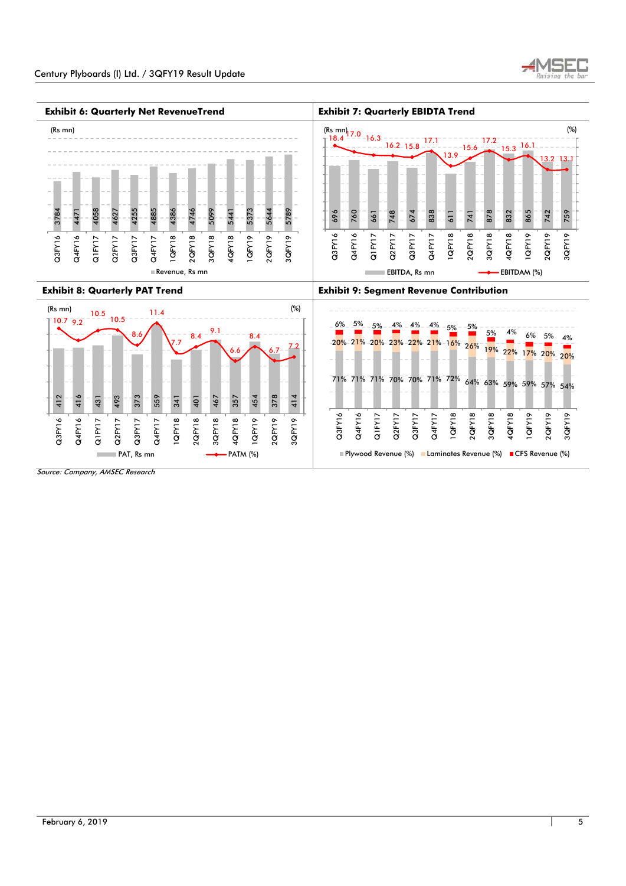### Exhibit 6: Quarterly Net RevenueTrend

(Rs mn)

| Quarter | Revenue, Rs mn |
|---|---|
| Q3FY16 | 3784 |
| Q4FY16 | 4471 |
| Q1FY17 | 4058 |
| Q2FY17 | 4627 |
| Q3FY17 | 4255 |
| Q4FY17 | 4885 |
| 1QFY18 | 4386 |
| 2QFY18 | 4746 |
| 3QFY18 | 5099 |
| 4QFY18 | 5441 |
| 1QFY19 | 5373 |
| 2QFY19 | 5644 |
| 3QFY19 | 5789 |

### Exhibit 7: Quarterly EBIDTA Trend

(Rs mn) / (%)

| Quarter | EBITDA, Rs mn | EBITDAM (%) |
|---|---|---|
| Q3FY16 | 696 | 18.4 |
| Q4FY16 | 760 | 17.0 |
| Q1FY17 | 661 | 16.3 |
| Q2FY17 | 748 | 16.2 |
| Q3FY17 | 674 | 15.8 |
| Q4FY17 | 838 | 17.1 |
| 1QFY18 | 611 | 13.9 |
| 2QFY18 | 741 | 15.6 |
| 3QFY18 | 878 | 17.2 |
| 4QFY18 | 832 | 15.3 |
| 1QFY19 | 865 | 16.1 |
| 2QFY19 | 742 | 13.2 |
| 3QFY19 | 759 | 13.1 |

### Exhibit 8: Quarterly PAT Trend

(Rs mn) / (%)

| Quarter | PAT, Rs mn | PATM (%) |
|---|---|---|
| Q3FY16 | 412 | 10.7 |
| Q4FY16 | 416 | 9.2 |
| Q1FY17 | 431 | 10.5 |
| Q2FY17 | 493 | 10.5 |
| Q3FY17 | 373 | 8.6 |
| Q4FY17 | 559 | 11.4 |
| 1QFY18 | 341 | 7.7 |
| 2QFY18 | 401 | 8.4 |
| 3QFY18 | 467 | 9.1 |
| 4QFY18 | 357 | 6.6 |
| 1QFY19 | 454 | 8.4 |
| 2QFY19 | 378 | 6.7 |
| 3QFY19 | 414 | 7.2 |

### Exhibit 9: Segment Revenue Contribution

| Quarter | Plywood Revenue (%) | Laminates Revenue (%) | CFS Revenue (%) |
|---|---|---|---|
| Q3FY16 | 71% | 20% | 6% |
| Q4FY16 | 71% | 21% | 5% |
| Q1FY17 | 71% | 20% | 5% |
| Q2FY17 | 70% | 23% | 4% |
| Q3FY17 | 70% | 22% | 4% |
| Q4FY17 | 71% | 21% | 4% |
| 1QFY18 | 72% | 16% | 5% |
| 2QFY18 | 64% | 26% | 5% |
| 3QFY18 | 63% | 19% | 5% |
| 4QFY18 | 59% | 22% | 4% |
| 1QFY19 | 59% | 17% | 6% |
| 2QFY19 | 57% | 20% | 5% |
| 3QFY19 | 54% | 20% | 4% |

*Source: Company, AMSEC Research*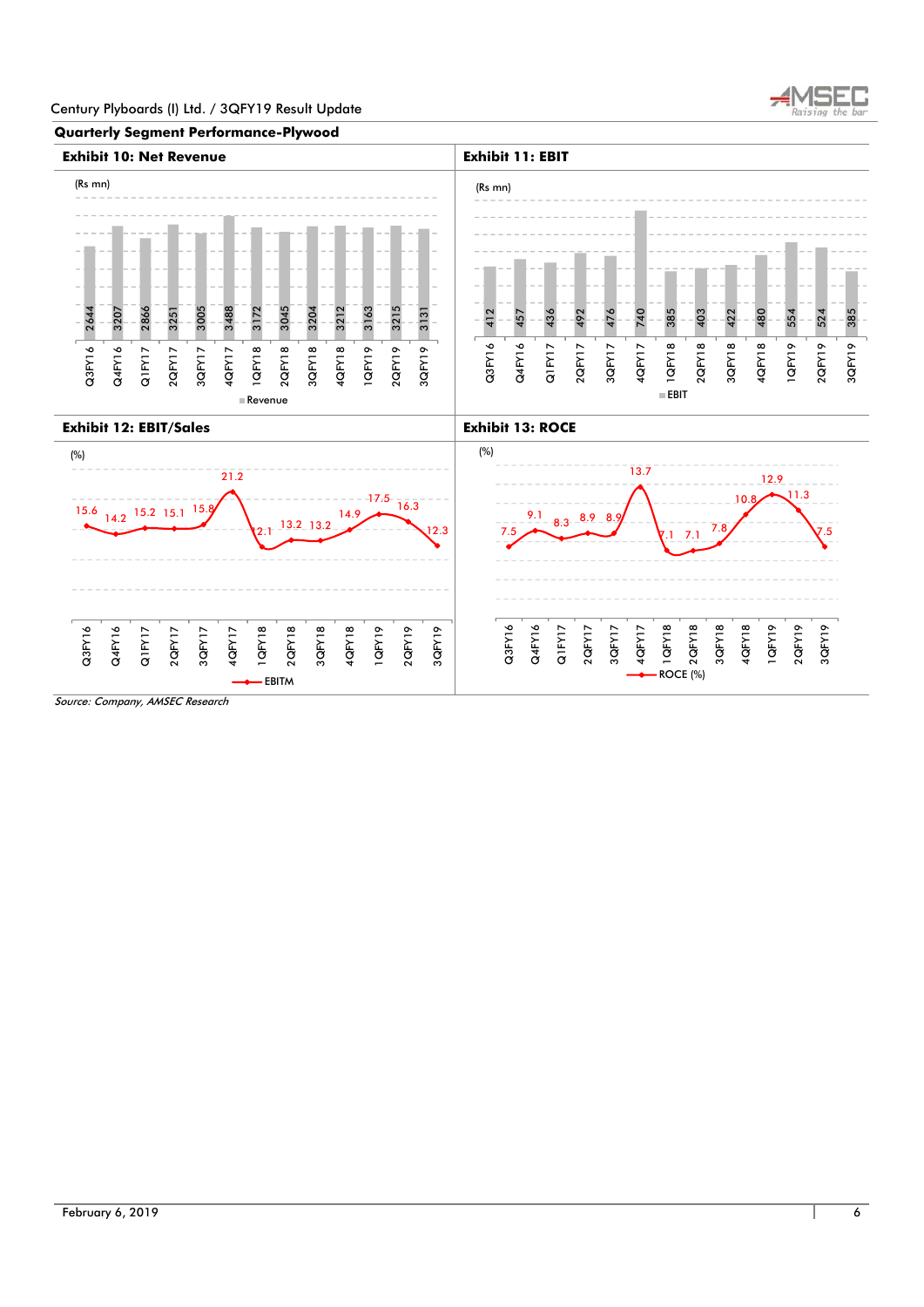## Quarterly Segment Performance-Plywood

### Exhibit 10: Net Revenue

(Rs mn)

| Quarter | Revenue |
|---|---|
| Q3FY16 | 2644 |
| Q4FY16 | 3207 |
| Q1FY17 | 2866 |
| 2QFY17 | 3251 |
| 3QFY17 | 3005 |
| 4QFY17 | 3488 |
| 1QFY18 | 3172 |
| 2QFY18 | 3045 |
| 3QFY18 | 3204 |
| 4QFY18 | 3212 |
| 1QFY19 | 3163 |
| 2QFY19 | 3215 |
| 3QFY19 | 3131 |

### Exhibit 11: EBIT

(Rs mn)

| Quarter | EBIT |
|---|---|
| Q3FY16 | 412 |
| Q4FY16 | 457 |
| Q1FY17 | 436 |
| 2QFY17 | 492 |
| 3QFY17 | 476 |
| 4QFY17 | 740 |
| 1QFY18 | 385 |
| 2QFY18 | 403 |
| 3QFY18 | 422 |
| 4QFY18 | 480 |
| 1QFY19 | 554 |
| 2QFY19 | 524 |
| 3QFY19 | 385 |

### Exhibit 12: EBIT/Sales

(%)

| Quarter | EBITM |
|---|---|
| Q3FY16 | 15.6 |
| Q4FY16 | 14.2 |
| Q1FY17 | 15.2 |
| 2QFY17 | 15.1 |
| 3QFY17 | 15.8 |
| 4QFY17 | 21.2 |
| 1QFY18 | 12.1 |
| 2QFY18 | 13.2 |
| 3QFY18 | 13.2 |
| 4QFY18 | 14.9 |
| 1QFY19 | 17.5 |
| 2QFY19 | 16.3 |
| 3QFY19 | 12.3 |

### Exhibit 13: ROCE

(%)

| Quarter | ROCE (%) |
|---|---|
| Q3FY16 | 7.5 |
| Q4FY16 | 9.1 |
| Q1FY17 | 8.3 |
| 2QFY17 | 8.9 |
| 3QFY17 | 8.9 |
| 4QFY17 | 13.7 |
| 1QFY18 | 7.1 |
| 2QFY18 | 7.1 |
| 3QFY18 | 7.8 |
| 4QFY18 | 10.8 |
| 1QFY19 | 12.9 |
| 2QFY19 | 11.3 |
| 3QFY19 | 7.5 |

*Source: Company, AMSEC Research*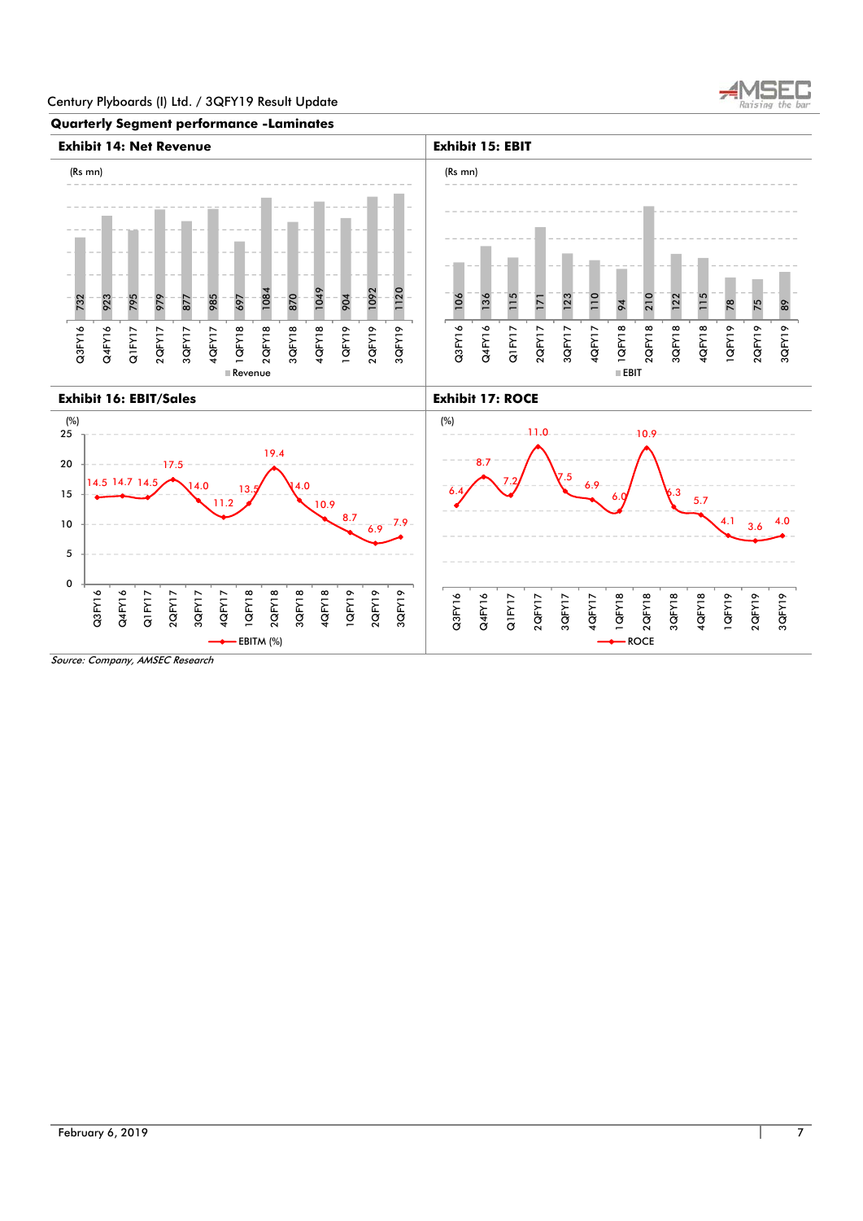## Quarterly Segment performance -Laminates

### Exhibit 14: Net Revenue

(Rs mn)

| Quarter | Revenue |
|---|---|
| Q3FY16 | 732 |
| Q4FY16 | 923 |
| Q1FY17 | 795 |
| 2QFY17 | 979 |
| 3QFY17 | 877 |
| 4QFY17 | 985 |
| 1QFY18 | 697 |
| 2QFY18 | 1084 |
| 3QFY18 | 870 |
| 4QFY18 | 1049 |
| 1QFY19 | 904 |
| 2QFY19 | 1092 |
| 3QFY19 | 1120 |

### Exhibit 15: EBIT

(Rs mn)

| Quarter | EBIT |
|---|---|
| Q3FY16 | 106 |
| Q4FY16 | 136 |
| Q1FY17 | 115 |
| 2QFY17 | 171 |
| 3QFY17 | 123 |
| 4QFY17 | 110 |
| 1QFY18 | 94 |
| 2QFY18 | 210 |
| 3QFY18 | 122 |
| 4QFY18 | 115 |
| 1QFY19 | 78 |
| 2QFY19 | 75 |
| 3QFY19 | 89 |

### Exhibit 16: EBIT/Sales

(%)

| Quarter | EBITM (%) |
|---|---|
| Q3FY16 | 14.5 |
| Q4FY16 | 14.7 |
| Q1FY17 | 14.5 |
| 2QFY17 | 17.5 |
| 3QFY17 | 14.0 |
| 4QFY17 | 11.2 |
| 1QFY18 | 13.5 |
| 2QFY18 | 19.4 |
| 3QFY18 | 14.0 |
| 4QFY18 | 10.9 |
| 1QFY19 | 8.7 |
| 2QFY19 | 6.9 |
| 3QFY19 | 7.9 |

### Exhibit 17: ROCE

(%)

| Quarter | ROCE |
|---|---|
| Q3FY16 | 6.4 |
| Q4FY16 | 8.7 |
| Q1FY17 | 7.2 |
| 2QFY17 | 11.0 |
| 3QFY17 | 7.5 |
| 4QFY17 | 6.9 |
| 1QFY18 | 6.0 |
| 2QFY18 | 10.9 |
| 3QFY18 | 6.3 |
| 4QFY18 | 5.7 |
| 1QFY19 | 4.1 |
| 2QFY19 | 3.6 |
| 3QFY19 | 4.0 |

*Source: Company, AMSEC Research*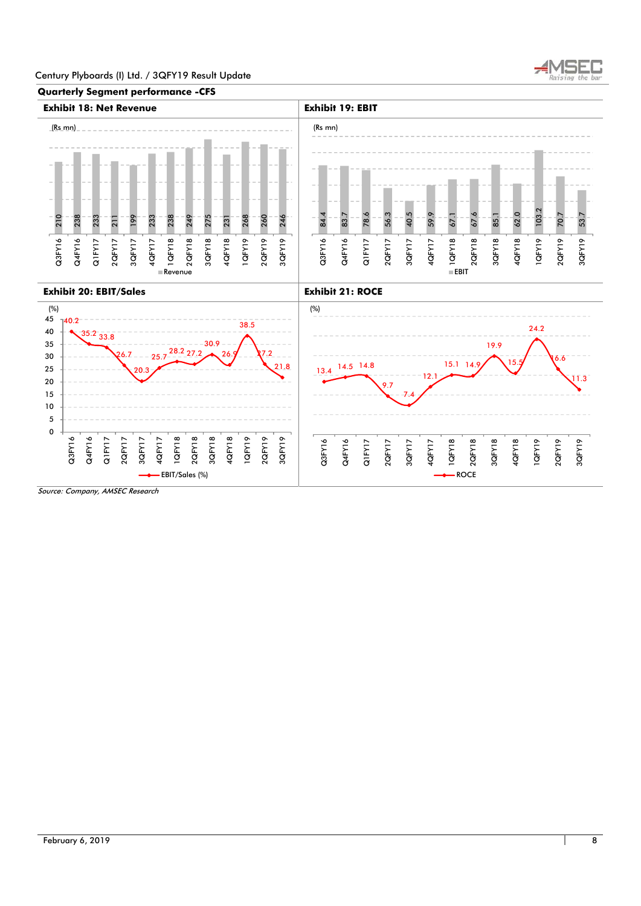## Quarterly Segment performance -CFS

### Exhibit 18: Net Revenue

(Rs mn)

| Quarter | Revenue |
|---|---|
| Q3FY16 | 210 |
| Q4FY16 | 238 |
| Q1FY17 | 233 |
| 2QFY17 | 211 |
| 3QFY17 | 199 |
| 4QFY17 | 233 |
| 1QFY18 | 238 |
| 2QFY18 | 249 |
| 3QFY18 | 275 |
| 4QFY18 | 231 |
| 1QFY19 | 268 |
| 2QFY19 | 260 |
| 3QFY19 | 246 |

### Exhibit 19: EBIT

(Rs mn)

| Quarter | EBIT |
|---|---|
| Q3FY16 | 84.4 |
| Q4FY16 | 83.7 |
| Q1FY17 | 78.6 |
| 2QFY17 | 56.3 |
| 3QFY17 | 40.5 |
| 4QFY17 | 59.9 |
| 1QFY18 | 67.1 |
| 2QFY18 | 67.6 |
| 3QFY18 | 85.1 |
| 4QFY18 | 62.0 |
| 1QFY19 | 103.2 |
| 2QFY19 | 70.7 |
| 3QFY19 | 53.7 |

### Exhibit 20: EBIT/Sales

(%)

| Quarter | EBIT/Sales (%) |
|---|---|
| Q3FY16 | 40.2 |
| Q4FY16 | 35.2 |
| Q1FY17 | 33.8 |
| 2QFY17 | 26.7 |
| 3QFY17 | 20.3 |
| 4QFY17 | 25.7 |
| 1QFY18 | 28.2 |
| 2QFY18 | 27.2 |
| 3QFY18 | 30.9 |
| 4QFY18 | 26.9 |
| 1QFY19 | 38.5 |
| 2QFY19 | 27.2 |
| 3QFY19 | 21.8 |

### Exhibit 21: ROCE

(%)

| Quarter | ROCE |
|---|---|
| Q3FY16 | 13.4 |
| Q4FY16 | 14.5 |
| Q1FY17 | 14.8 |
| 2QFY17 | 9.7 |
| 3QFY17 | 7.4 |
| 4QFY17 | 12.1 |
| 1QFY18 | 15.1 |
| 2QFY18 | 14.9 |
| 3QFY18 | 19.9 |
| 4QFY18 | 15.5 |
| 1QFY19 | 24.2 |
| 2QFY19 | 16.6 |
| 3QFY19 | 11.3 |

*Source: Company, AMSEC Research*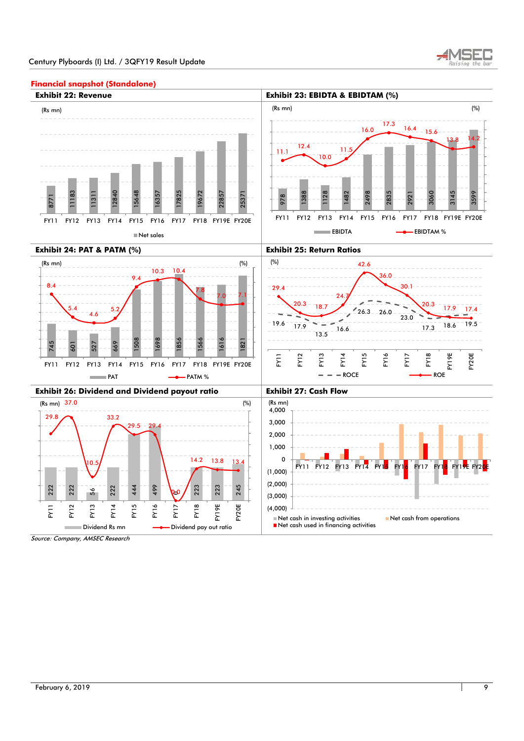## Financial snapshot (Standalone)

### Exhibit 22: Revenue

(Rs mn)

| | FY11 | FY12 | FY13 | FY14 | FY15 | FY16 | FY17 | FY18 | FY19E | FY20E |
|---|---|---|---|---|---|---|---|---|---|---|
| Net sales | 8771 | 11183 | 11311 | 12840 | 15648 | 16357 | 17825 | 19672 | 22857 | 25371 |

### Exhibit 23: EBIDTA & EBIDTAM (%)

| | FY11 | FY12 | FY13 | FY14 | FY15 | FY16 | FY17 | FY18 | FY19E | FY20E |
|---|---|---|---|---|---|---|---|---|---|---|
| EBIDTA (Rs mn) | 978 | 1388 | 1128 | 1482 | 2498 | 2835 | 2921 | 3060 | 3145 | 3599 |
| EBIDTAM % | 11.1 | 12.4 | 10.0 | 11.5 | 16.0 | 17.3 | 16.4 | 15.6 | 13.8 | 14.2 |

### Exhibit 24: PAT & PATM (%)

| | FY11 | FY12 | FY13 | FY14 | FY15 | FY16 | FY17 | FY18 | FY19E | FY20E |
|---|---|---|---|---|---|---|---|---|---|---|
| PAT (Rs mn) | 745 | 601 | 527 | 669 | 1508 | 1698 | 1856 | 1566 | 1616 | 1821 |
| PATM % | 8.4 | 5.4 | 4.6 | 5.2 | 9.4 | 10.3 | 10.4 | 7.8 | 7.0 | 7.1 |

### Exhibit 25: Return Ratios

(%)

| | FY11 | FY12 | FY13 | FY14 | FY15 | FY16 | FY17 | FY18 | FY19E | FY20E |
|---|---|---|---|---|---|---|---|---|---|---|
| ROCE | 19.6 | 17.9 | 13.5 | 16.6 | 26.3 | 26.0 | 23.0 | 17.3 | 18.6 | 19.5 |
| ROE | 29.4 | 20.3 | 18.7 | 24.7 | 42.6 | 36.0 | 30.1 | 20.3 | 17.9 | 17.4 |

### Exhibit 26: Dividend and Dividend payout ratio

| | FY11 | FY12 | FY13 | FY14 | FY15 | FY16 | FY17 | FY18 | FY19E | FY20E |
|---|---|---|---|---|---|---|---|---|---|---|
| Dividend Rs mn | 222 | 222 | 56 | 222 | 444 | 499 | 0 | 223 | 223 | 245 |
| Dividend pay out ratio (%) | 29.8 | 37.0 | 10.5 | 33.2 | 29.5 | 29.4 | 0.0 | 14.2 | 13.8 | 13.4 |

### Exhibit 27: Cash Flow

(Rs mn)

Legend: Net cash in investing activities; Net cash from operations; Net cash used in financing activities

Periods: FY11, FY12, FY13, FY14, FY15, FY16, FY17, FY18, FY19E, FY20E

*Source: Company, AMSEC Research*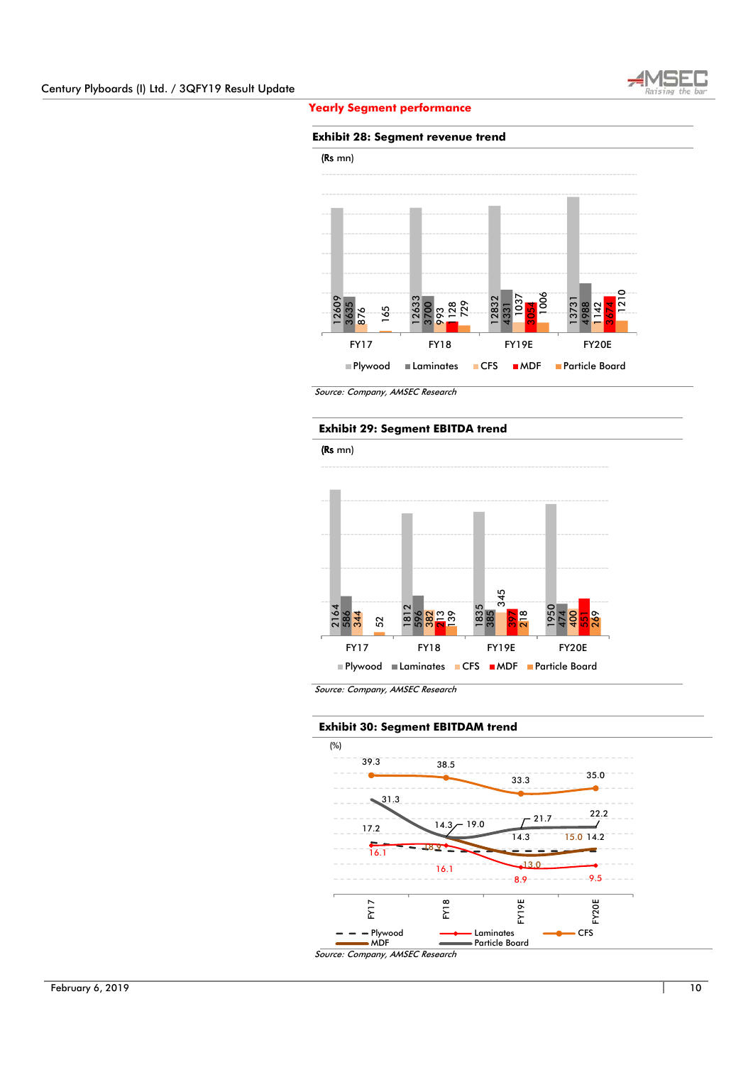## Yearly Segment performance

**Exhibit 28: Segment revenue trend**

(Rs mn)

| | Plywood | Laminates | CFS | MDF | Particle Board |
|---|---|---|---|---|---|
| FY17 | 12609 | 3635 | 876 | | 165 |
| FY18 | 12633 | 3700 | 993 | 1128 | 729 |
| FY19E | 12832 | 4331 | 1037 | 3054 | 1006 |
| FY20E | 13731 | 4988 | 1142 | 3674 | 1210 |

*Source: Company, AMSEC Research*

**Exhibit 29: Segment EBITDA trend**

(Rs mn)

| | Plywood | Laminates | CFS | MDF | Particle Board |
|---|---|---|---|---|---|
| FY17 | 2164 | 586 | 344 | | 52 |
| FY18 | 1812 | 596 | 382 | 213 | 139 |
| FY19E | 1835 | 385 | 345 | 397 | 218 |
| FY20E | 1950 | 474 | 400 | 551 | 269 |

*Source: Company, AMSEC Research*

**Exhibit 30: Segment EBITDAM trend**

(%)

| | Plywood | Laminates | CFS | MDF | Particle Board |
|---|---|---|---|---|---|
| FY17 | 17.2 | 16.1 | 39.3 | | 31.3 |
| FY18 | 14.3 | 16.1 | 38.5 | 18.9 | 19.0 |
| FY19E | 14.3 | 8.9 | 33.3 | 13.0 | 21.7 |
| FY20E | 14.2 | 9.5 | 35.0 | 15.0 | 22.2 |

*Source: Company, AMSEC Research*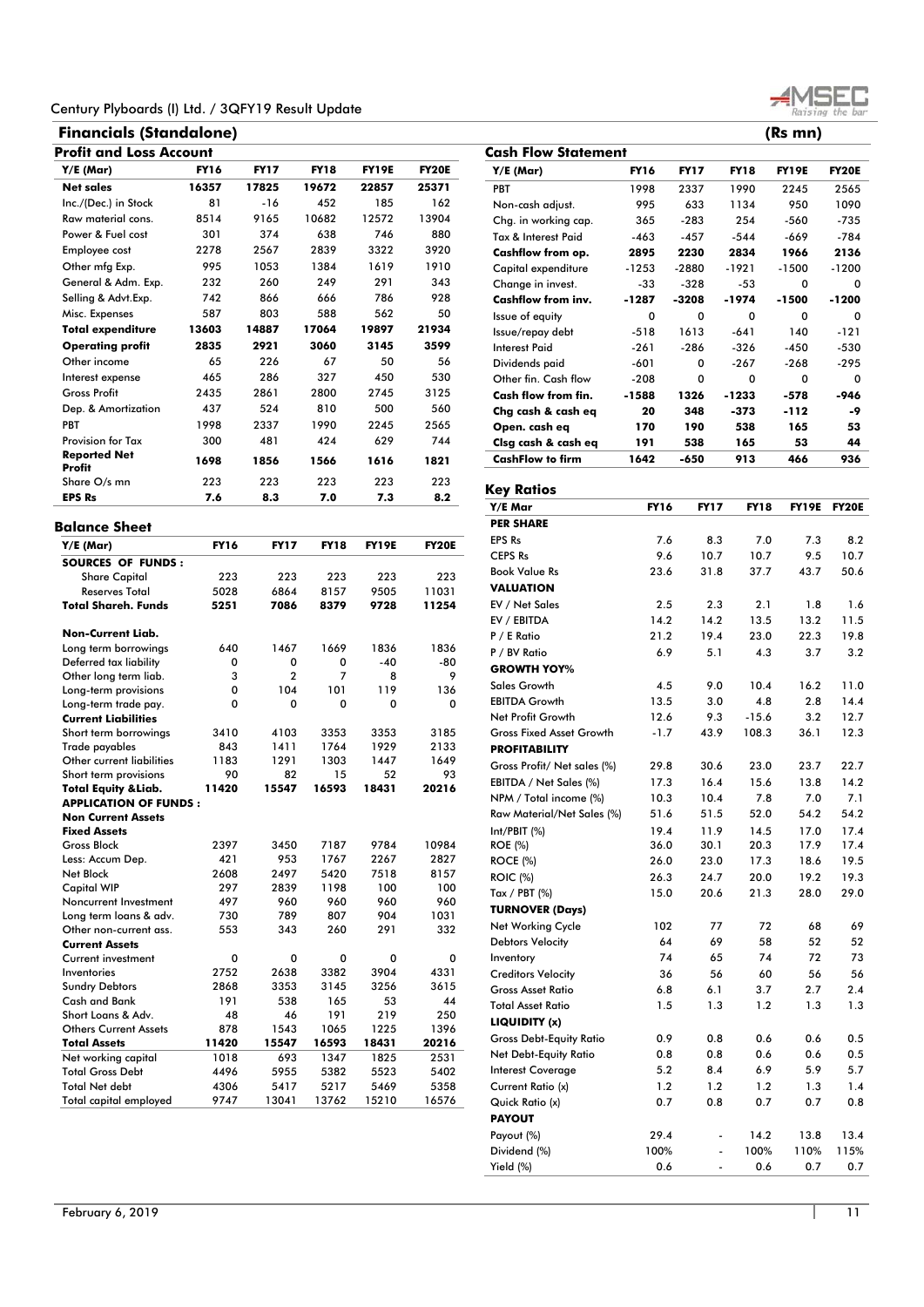## Financials (Standalone)

(Rs mn)

### Profit and Loss Account

| Y/E (Mar) | FY16 | FY17 | FY18 | FY19E | FY20E |
|---|---|---|---|---|---|
| **Net sales** | **16357** | **17825** | **19672** | **22857** | **25371** |
| Inc./(Dec.) in Stock | 81 | -16 | 452 | 185 | 162 |
| Raw material cons. | 8514 | 9165 | 10682 | 12572 | 13904 |
| Power & Fuel cost | 301 | 374 | 638 | 746 | 880 |
| Employee cost | 2278 | 2567 | 2839 | 3322 | 3920 |
| Other mfg Exp. | 995 | 1053 | 1384 | 1619 | 1910 |
| General & Adm. Exp. | 232 | 260 | 249 | 291 | 343 |
| Selling & Advt.Exp. | 742 | 866 | 666 | 786 | 928 |
| Misc. Expenses | 587 | 803 | 588 | 562 | 50 |
| **Total expenditure** | **13603** | **14887** | **17064** | **19897** | **21934** |
| **Operating profit** | **2835** | **2921** | **3060** | **3145** | **3599** |
| Other income | 65 | 226 | 67 | 50 | 56 |
| Interest expense | 465 | 286 | 327 | 450 | 530 |
| Gross Profit | 2435 | 2861 | 2800 | 2745 | 3125 |
| Dep. & Amortization | 437 | 524 | 810 | 500 | 560 |
| PBT | 1998 | 2337 | 1990 | 2245 | 2565 |
| Provision for Tax | 300 | 481 | 424 | 629 | 744 |
| **Reported Net Profit** | **1698** | **1856** | **1566** | **1616** | **1821** |
| Share O/s mn | 223 | 223 | 223 | 223 | 223 |
| **EPS Rs** | **7.6** | **8.3** | **7.0** | **7.3** | **8.2** |

### Balance Sheet

| Y/E (Mar) | FY16 | FY17 | FY18 | FY19E | FY20E |
|---|---|---|---|---|---|
| **SOURCES OF FUNDS :** | | | | | |
| Share Capital | 223 | 223 | 223 | 223 | 223 |
| Reserves Total | 5028 | 6864 | 8157 | 9505 | 11031 |
| **Total Shareh. Funds** | **5251** | **7086** | **8379** | **9728** | **11254** |
| **Non-Current Liab.** | | | | | |
| Long term borrowings | 640 | 1467 | 1669 | 1836 | 1836 |
| Deferred tax liability | 0 | 0 | 0 | -40 | -80 |
| Other long term liab. | 3 | 2 | 7 | 8 | 9 |
| Long-term provisions | 0 | 104 | 101 | 119 | 136 |
| Long-term trade pay. | 0 | 0 | 0 | 0 | 0 |
| **Current Liabilities** | | | | | |
| Short term borrowings | 3410 | 4103 | 3353 | 3353 | 3185 |
| Trade payables | 843 | 1411 | 1764 | 1929 | 2133 |
| Other current liabilities | 1183 | 1291 | 1303 | 1447 | 1649 |
| Short term provisions | 90 | 82 | 15 | 52 | 93 |
| **Total Equity &Liab.** | **11420** | **15547** | **16593** | **18431** | **20216** |
| **APPLICATION OF FUNDS :** | | | | | |
| **Non Current Assets** | | | | | |
| **Fixed Assets** | | | | | |
| Gross Block | 2397 | 3450 | 7187 | 9784 | 10984 |
| Less: Accum Dep. | 421 | 953 | 1767 | 2267 | 2827 |
| Net Block | 2608 | 2497 | 5420 | 7518 | 8157 |
| Capital WIP | 297 | 2839 | 1198 | 100 | 100 |
| Noncurrent Investment | 497 | 960 | 960 | 960 | 960 |
| Long term loans & adv. | 730 | 789 | 807 | 904 | 1031 |
| Other non-current ass. | 553 | 343 | 260 | 291 | 332 |
| **Current Assets** | | | | | |
| Current investment | 0 | 0 | 0 | 0 | 0 |
| Inventories | 2752 | 2638 | 3382 | 3904 | 4331 |
| Sundry Debtors | 2868 | 3353 | 3145 | 3256 | 3615 |
| Cash and Bank | 191 | 538 | 165 | 53 | 44 |
| Short Loans & Adv. | 48 | 46 | 191 | 219 | 250 |
| Others Current Assets | 878 | 1543 | 1065 | 1225 | 1396 |
| **Total Assets** | **11420** | **15547** | **16593** | **18431** | **20216** |
| Net working capital | 1018 | 693 | 1347 | 1825 | 2531 |
| Total Gross Debt | 4496 | 5955 | 5382 | 5523 | 5402 |
| Total Net debt | 4306 | 5417 | 5217 | 5469 | 5358 |
| Total capital employed | 9747 | 13041 | 13762 | 15210 | 16576 |

### Cash Flow Statement

| Y/E (Mar) | FY16 | FY17 | FY18 | FY19E | FY20E |
|---|---|---|---|---|---|
| PBT | 1998 | 2337 | 1990 | 2245 | 2565 |
| Non-cash adjust. | 995 | 633 | 1134 | 950 | 1090 |
| Chg. in working cap. | 365 | -283 | 254 | -560 | -735 |
| Tax & Interest Paid | -463 | -457 | -544 | -669 | -784 |
| **Cashflow from op.** | **2895** | **2230** | **2834** | **1966** | **2136** |
| Capital expenditure | -1253 | -2880 | -1921 | -1500 | -1200 |
| Change in invest. | -33 | -328 | -53 | 0 | 0 |
| **Cashflow from inv.** | **-1287** | **-3208** | **-1974** | **-1500** | **-1200** |
| Issue of equity | 0 | 0 | 0 | 0 | 0 |
| Issue/repay debt | -518 | 1613 | -641 | 140 | -121 |
| Interest Paid | -261 | -286 | -326 | -450 | -530 |
| Dividends paid | -601 | 0 | -267 | -268 | -295 |
| Other fin. Cash flow | -208 | 0 | 0 | 0 | 0 |
| **Cash flow from fin.** | **-1588** | **1326** | **-1233** | **-578** | **-946** |
| **Chg cash & cash eq** | **20** | **348** | **-373** | **-112** | **-9** |
| **Open. cash eq** | **170** | **190** | **538** | **165** | **53** |
| **Clsg cash & cash eq** | **191** | **538** | **165** | **53** | **44** |
| **CashFlow to firm** | **1642** | **-650** | **913** | **466** | **936** |

### Key Ratios

| Y/E Mar | FY16 | FY17 | FY18 | FY19E | FY20E |
|---|---|---|---|---|---|
| **PER SHARE** | | | | | |
| EPS Rs | 7.6 | 8.3 | 7.0 | 7.3 | 8.2 |
| CEPS Rs | 9.6 | 10.7 | 10.7 | 9.5 | 10.7 |
| Book Value Rs | 23.6 | 31.8 | 37.7 | 43.7 | 50.6 |
| **VALUATION** | | | | | |
| EV / Net Sales | 2.5 | 2.3 | 2.1 | 1.8 | 1.6 |
| EV / EBITDA | 14.2 | 14.2 | 13.5 | 13.2 | 11.5 |
| P / E Ratio | 21.2 | 19.4 | 23.0 | 22.3 | 19.8 |
| P / BV Ratio | 6.9 | 5.1 | 4.3 | 3.7 | 3.2 |
| **GROWTH YOY%** | | | | | |
| Sales Growth | 4.5 | 9.0 | 10.4 | 16.2 | 11.0 |
| EBITDA Growth | 13.5 | 3.0 | 4.8 | 2.8 | 14.4 |
| Net Profit Growth | 12.6 | 9.3 | -15.6 | 3.2 | 12.7 |
| Gross Fixed Asset Growth | -1.7 | 43.9 | 108.3 | 36.1 | 12.3 |
| **PROFITABILITY** | | | | | |
| Gross Profit/ Net sales (%) | 29.8 | 30.6 | 23.0 | 23.7 | 22.7 |
| EBITDA / Net Sales (%) | 17.3 | 16.4 | 15.6 | 13.8 | 14.2 |
| NPM / Total income (%) | 10.3 | 10.4 | 7.8 | 7.0 | 7.1 |
| Raw Material/Net Sales (%) | 51.6 | 51.5 | 52.0 | 54.2 | 54.2 |
| Int/PBIT (%) | 19.4 | 11.9 | 14.5 | 17.0 | 17.4 |
| ROE (%) | 36.0 | 30.1 | 20.3 | 17.9 | 17.4 |
| ROCE (%) | 26.0 | 23.0 | 17.3 | 18.6 | 19.5 |
| ROIC (%) | 26.3 | 24.7 | 20.0 | 19.2 | 19.3 |
| Tax / PBT (%) | 15.0 | 20.6 | 21.3 | 28.0 | 29.0 |
| **TURNOVER (Days)** | | | | | |
| Net Working Cycle | 102 | 77 | 72 | 68 | 69 |
| Debtors Velocity | 64 | 69 | 58 | 52 | 52 |
| Inventory | 74 | 65 | 74 | 72 | 73 |
| Creditors Velocity | 36 | 56 | 60 | 56 | 56 |
| Gross Asset Ratio | 6.8 | 6.1 | 3.7 | 2.7 | 2.4 |
| Total Asset Ratio | 1.5 | 1.3 | 1.2 | 1.3 | 1.3 |
| **LIQUIDITY (x)** | | | | | |
| Gross Debt-Equity Ratio | 0.9 | 0.8 | 0.6 | 0.6 | 0.5 |
| Net Debt-Equity Ratio | 0.8 | 0.8 | 0.6 | 0.6 | 0.5 |
| Interest Coverage | 5.2 | 8.4 | 6.9 | 5.9 | 5.7 |
| Current Ratio (x) | 1.2 | 1.2 | 1.2 | 1.3 | 1.4 |
| Quick Ratio (x) | 0.7 | 0.8 | 0.7 | 0.7 | 0.8 |
| **PAYOUT** | | | | | |
| Payout (%) | 29.4 | - | 14.2 | 13.8 | 13.4 |
| Dividend (%) | 100% | - | 100% | 110% | 115% |
| Yield (%) | 0.6 | - | 0.6 | 0.7 | 0.7 |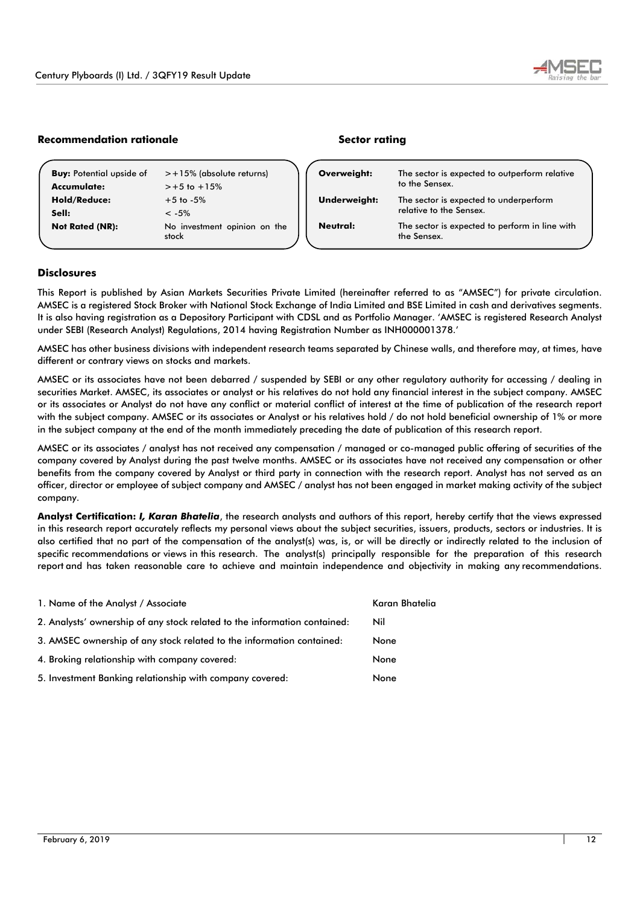### Recommendation rationale

| | |
|---|---|
| **Buy:** Potential upside of | >+15% (absolute returns) |
| **Accumulate:** | >+5 to +15% |
| **Hold/Reduce:** | +5 to -5% |
| **Sell:** | < -5% |
| **Not Rated (NR):** | No investment opinion on the stock |

### Sector rating

| | |
|---|---|
| **Overweight:** | The sector is expected to outperform relative to the Sensex. |
| **Underweight:** | The sector is expected to underperform relative to the Sensex. |
| **Neutral:** | The sector is expected to perform in line with the Sensex. |

### Disclosures

This Report is published by Asian Markets Securities Private Limited (hereinafter referred to as "AMSEC") for private circulation. AMSEC is a registered Stock Broker with National Stock Exchange of India Limited and BSE Limited in cash and derivatives segments. It is also having registration as a Depository Participant with CDSL and as Portfolio Manager. 'AMSEC is registered Research Analyst under SEBI (Research Analyst) Regulations, 2014 having Registration Number as INH000001378.'

AMSEC has other business divisions with independent research teams separated by Chinese walls, and therefore may, at times, have different or contrary views on stocks and markets.

AMSEC or its associates have not been debarred / suspended by SEBI or any other regulatory authority for accessing / dealing in securities Market. AMSEC, its associates or analyst or his relatives do not hold any financial interest in the subject company. AMSEC or its associates or Analyst do not have any conflict or material conflict of interest at the time of publication of the research report with the subject company. AMSEC or its associates or Analyst or his relatives hold / do not hold beneficial ownership of 1% or more in the subject company at the end of the month immediately preceding the date of publication of this research report.

AMSEC or its associates / analyst has not received any compensation / managed or co-managed public offering of securities of the company covered by Analyst during the past twelve months. AMSEC or its associates have not received any compensation or other benefits from the company covered by Analyst or third party in connection with the research report. Analyst has not served as an officer, director or employee of subject company and AMSEC / analyst has not been engaged in market making activity of the subject company.

**Analyst Certification:** ***I, Karan Bhatelia***, the research analysts and authors of this report, hereby certify that the views expressed in this research report accurately reflects my personal views about the subject securities, issuers, products, sectors or industries. It is also certified that no part of the compensation of the analyst(s) was, is, or will be directly or indirectly related to the inclusion of specific recommendations or views in this research. The analyst(s) principally responsible for the preparation of this research report and has taken reasonable care to achieve and maintain independence and objectivity in making any recommendations.

| | |
|---|---|
| 1. Name of the Analyst / Associate | Karan Bhatelia |
| 2. Analysts' ownership of any stock related to the information contained: | Nil |
| 3. AMSEC ownership of any stock related to the information contained: | None |
| 4. Broking relationship with company covered: | None |
| 5. Investment Banking relationship with company covered: | None |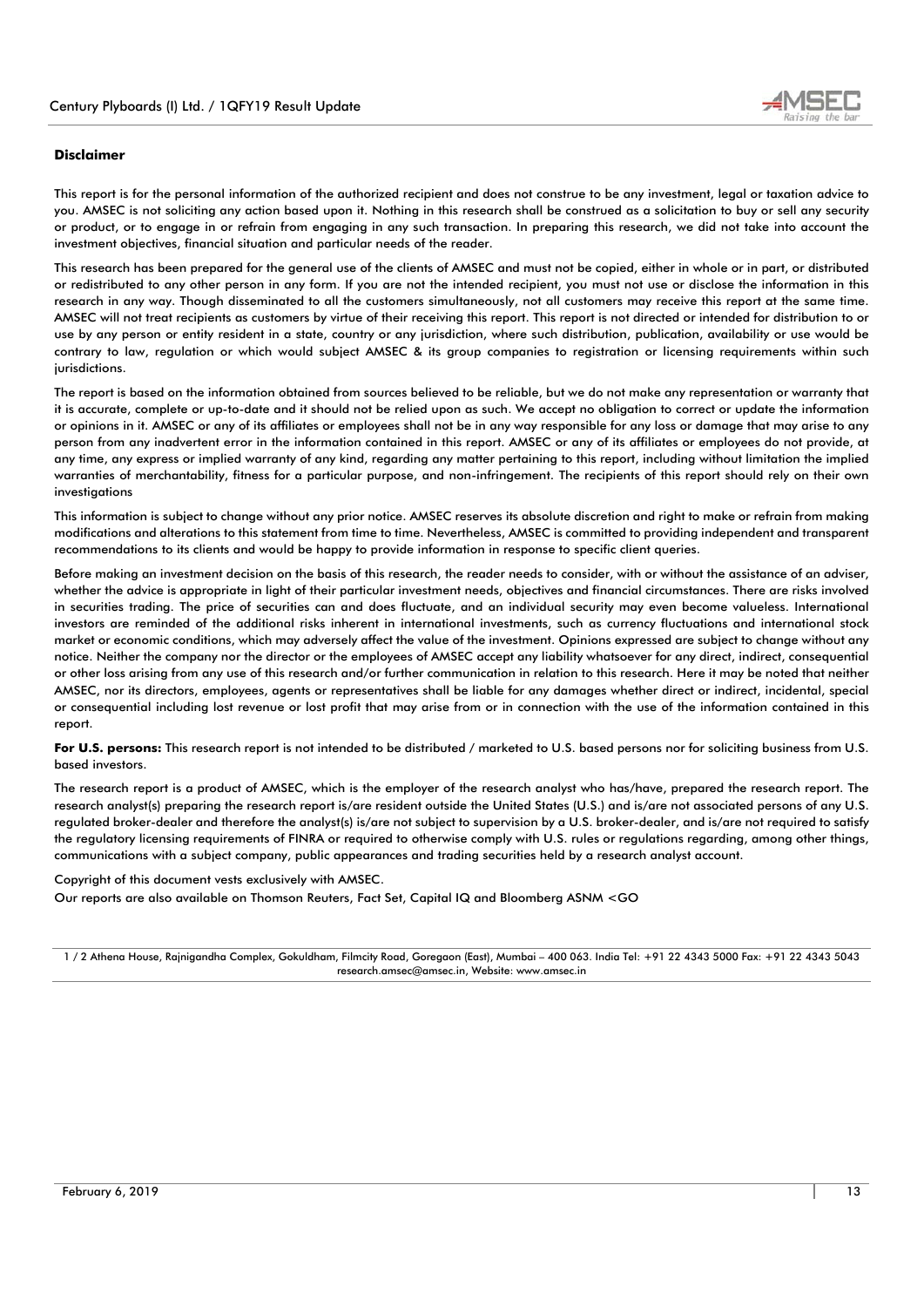**Disclaimer**

This report is for the personal information of the authorized recipient and does not construe to be any investment, legal or taxation advice to you. AMSEC is not soliciting any action based upon it. Nothing in this research shall be construed as a solicitation to buy or sell any security or product, or to engage in or refrain from engaging in any such transaction. In preparing this research, we did not take into account the investment objectives, financial situation and particular needs of the reader.

This research has been prepared for the general use of the clients of AMSEC and must not be copied, either in whole or in part, or distributed or redistributed to any other person in any form. If you are not the intended recipient, you must not use or disclose the information in this research in any way. Though disseminated to all the customers simultaneously, not all customers may receive this report at the same time. AMSEC will not treat recipients as customers by virtue of their receiving this report. This report is not directed or intended for distribution to or use by any person or entity resident in a state, country or any jurisdiction, where such distribution, publication, availability or use would be contrary to law, regulation or which would subject AMSEC & its group companies to registration or licensing requirements within such jurisdictions.

The report is based on the information obtained from sources believed to be reliable, but we do not make any representation or warranty that it is accurate, complete or up-to-date and it should not be relied upon as such. We accept no obligation to correct or update the information or opinions in it. AMSEC or any of its affiliates or employees shall not be in any way responsible for any loss or damage that may arise to any person from any inadvertent error in the information contained in this report. AMSEC or any of its affiliates or employees do not provide, at any time, any express or implied warranty of any kind, regarding any matter pertaining to this report, including without limitation the implied warranties of merchantability, fitness for a particular purpose, and non-infringement. The recipients of this report should rely on their own investigations

This information is subject to change without any prior notice. AMSEC reserves its absolute discretion and right to make or refrain from making modifications and alterations to this statement from time to time. Nevertheless, AMSEC is committed to providing independent and transparent recommendations to its clients and would be happy to provide information in response to specific client queries.

Before making an investment decision on the basis of this research, the reader needs to consider, with or without the assistance of an adviser, whether the advice is appropriate in light of their particular investment needs, objectives and financial circumstances. There are risks involved in securities trading. The price of securities can and does fluctuate, and an individual security may even become valueless. International investors are reminded of the additional risks inherent in international investments, such as currency fluctuations and international stock market or economic conditions, which may adversely affect the value of the investment. Opinions expressed are subject to change without any notice. Neither the company nor the director or the employees of AMSEC accept any liability whatsoever for any direct, indirect, consequential or other loss arising from any use of this research and/or further communication in relation to this research. Here it may be noted that neither AMSEC, nor its directors, employees, agents or representatives shall be liable for any damages whether direct or indirect, incidental, special or consequential including lost revenue or lost profit that may arise from or in connection with the use of the information contained in this report.

**For U.S. persons:** This research report is not intended to be distributed / marketed to U.S. based persons nor for soliciting business from U.S. based investors.

The research report is a product of AMSEC, which is the employer of the research analyst who has/have, prepared the research report. The research analyst(s) preparing the research report is/are resident outside the United States (U.S.) and is/are not associated persons of any U.S. regulated broker-dealer and therefore the analyst(s) is/are not subject to supervision by a U.S. broker-dealer, and is/are not required to satisfy the regulatory licensing requirements of FINRA or required to otherwise comply with U.S. rules or regulations regarding, among other things, communications with a subject company, public appearances and trading securities held by a research analyst account.

Copyright of this document vests exclusively with AMSEC.

Our reports are also available on Thomson Reuters, Fact Set, Capital IQ and Bloomberg ASNM <GO

1 / 2 Athena House, Rajnigandha Complex, Gokuldham, Filmcity Road, Goregaon (East), Mumbai – 400 063. India Tel: +91 22 4343 5000 Fax: +91 22 4343 5043 research.amsec@amsec.in, Website: www.amsec.in